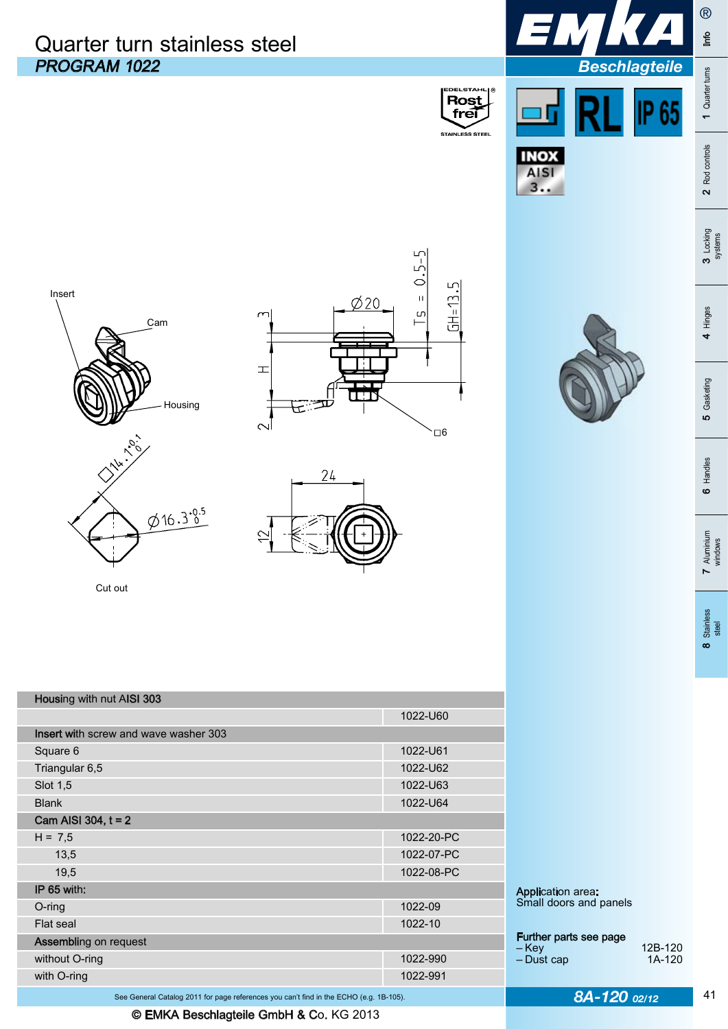# Quarter turn stainless steel

## *PROGRAM 1022*

EMKA Beschlagteile

Insert

Cam

Housing

Cut out

| Housing with nut AISI 303 | |
|---|---|
| | 1022-U60 |
| **Insert with screw and wave washer 303** | |
| Square 6 | 1022-U61 |
| Triangular 6,5 | 1022-U62 |
| Slot 1,5 | 1022-U63 |
| Blank | 1022-U64 |
| **Cam AISI 304, t = 2** | |
| H = 7,5 | 1022-20-PC |
| 13,5 | 1022-07-PC |
| 19,5 | 1022-08-PC |
| **IP 65 with:** | |
| O-ring | 1022-09 |
| Flat seal | 1022-10 |
| **Assembling on request** | |
| without O-ring | 1022-990 |
| with O-ring | 1022-991 |

**Application area:**
Small doors and panels

**Further parts see page**

– Key 12B-120
– Dust cap 1A-120

See General Catalog 2011 for page references you can't find in the ECHO (e.g. 1B-105).

© EMKA Beschlagteile GmbH & Co. KG 2013

8A-120 02/12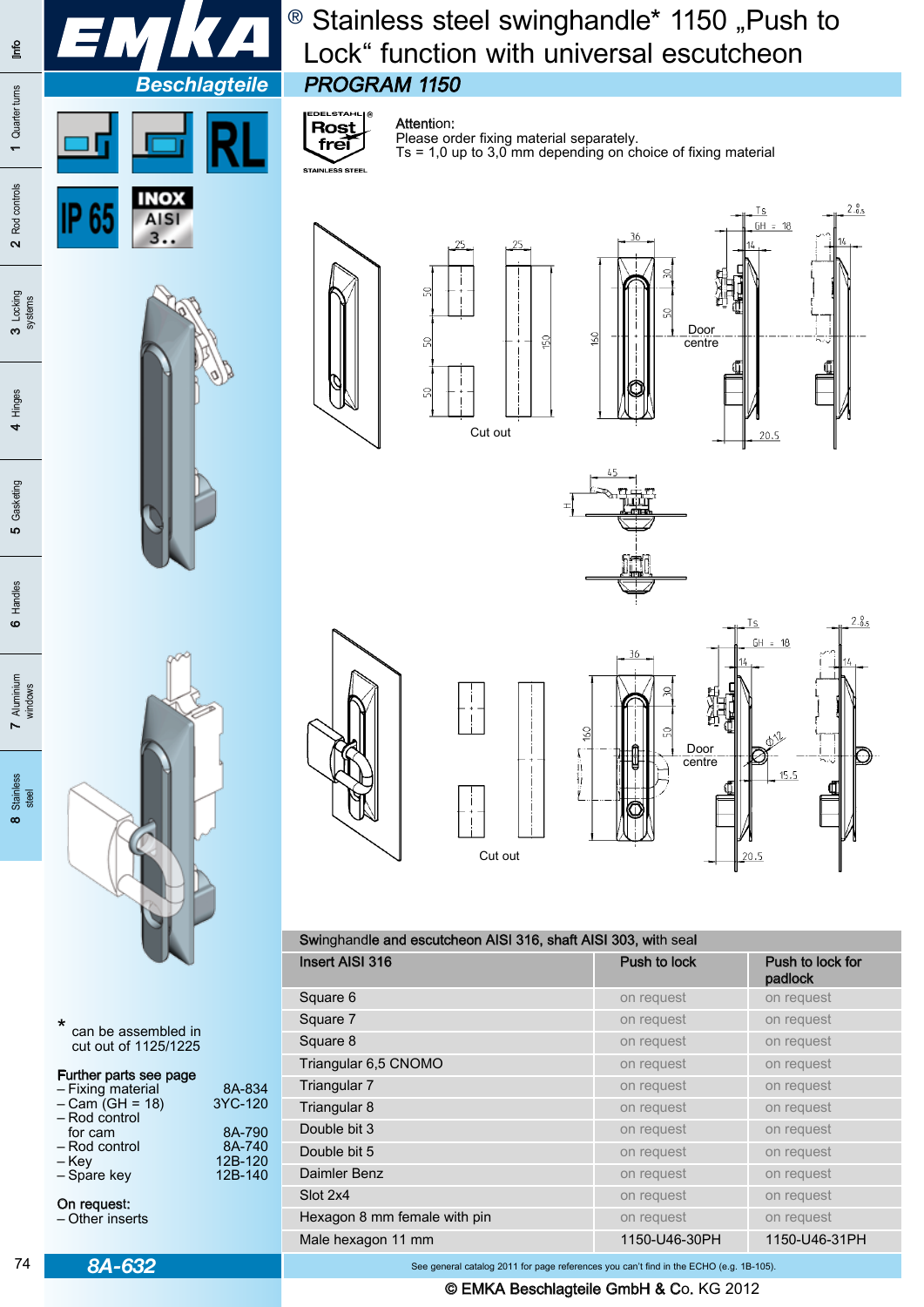# ® Stainless steel swinghandle* 1150 „Push to Lock“ function with universal escutcheon

## PROGRAM 1150

Attention:
Please order fixing material separately.
Ts = 1,0 up to 3,0 mm depending on choice of fixing material

Cut out

Door centre

Cut out

Door centre

\* can be assembled in cut out of 1125/1225

**Further parts see page**

| | |
|---|---|
| – Fixing material | 8A-834 |
| – Cam (GH = 18) | 3YC-120 |
| – Rod control for cam | 8A-790 |
| – Rod control | 8A-740 |
| – Key | 12B-120 |
| – Spare key | 12B-140 |

**On request:**
– Other inserts

| Swinghandle and escutcheon AISI 316, shaft AISI 303, with seal | | |
|---|---|---|
| **Insert AISI 316** | **Push to lock** | **Push to lock for padlock** |
| Square 6 | on request | on request |
| Square 7 | on request | on request |
| Square 8 | on request | on request |
| Triangular 6,5 CNOMO | on request | on request |
| Triangular 7 | on request | on request |
| Triangular 8 | on request | on request |
| Double bit 3 | on request | on request |
| Double bit 5 | on request | on request |
| Daimler Benz | on request | on request |
| Slot 2x4 | on request | on request |
| Hexagon 8 mm female with pin | on request | on request |
| Male hexagon 11 mm | 1150-U46-30PH | 1150-U46-31PH |

8A-632

See general catalog 2011 for page references you can't find in the ECHO (e.g. 1B-105).

© EMKA Beschlagteile GmbH & Co. KG 2012